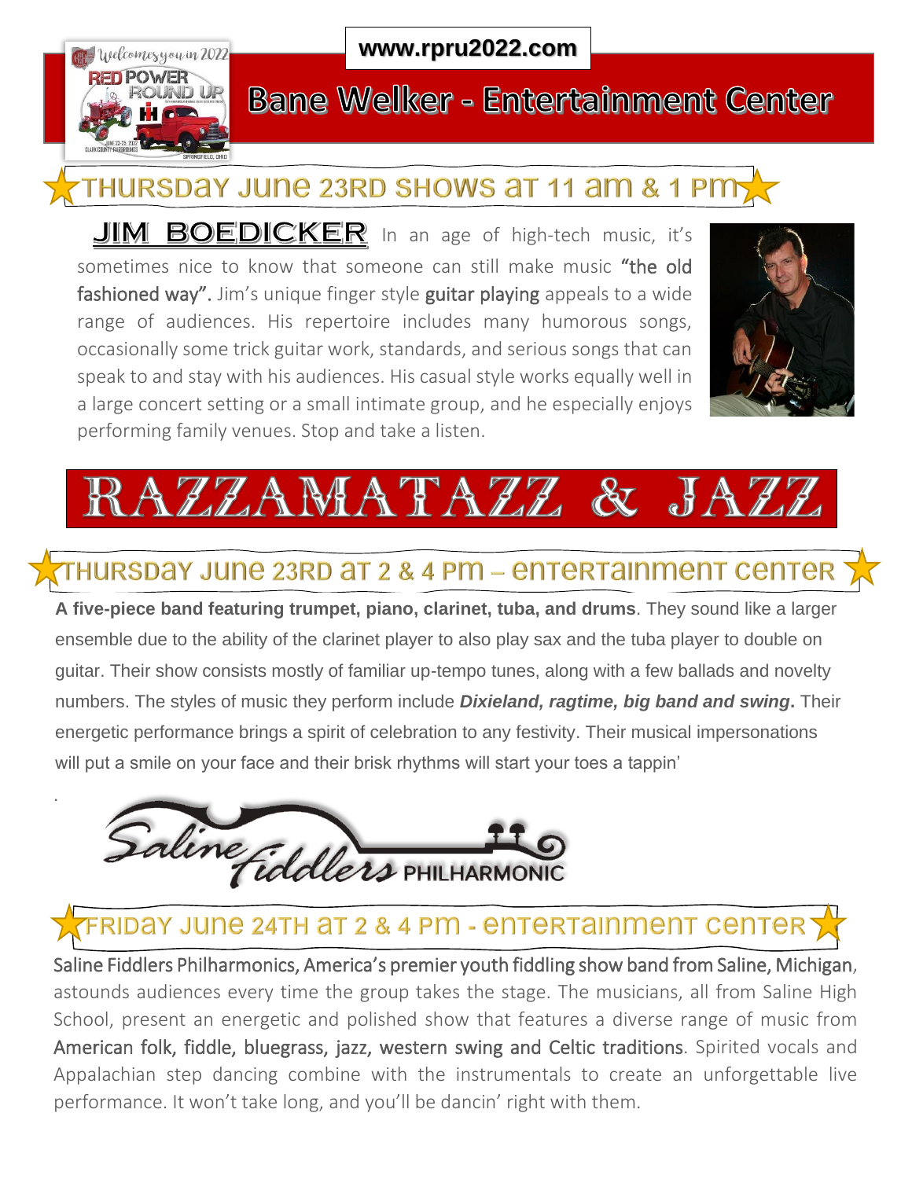www.rpru2022.com

# Bane Welker - Entertainment Center

## THURSDAY JUNE 23RD SHOWS AT 11 AM & 1 PM

**JIM BOEDICKER** In an age of high-tech music, it's sometimes nice to know that someone can still make music "the old fashioned way". Jim's unique finger style guitar playing appeals to a wide range of audiences. His repertoire includes many humorous songs, occasionally some trick guitar work, standards, and serious songs that can speak to and stay with his audiences. His casual style works equally well in a large concert setting or a small intimate group, and he especially enjoys performing family venues. Stop and take a listen.

# RAZZAMATAZZ & JAZZ

## THURSDAY JUNE 23RD AT 2 & 4 PM – ENTERTAINMENT CENTER

**A five-piece band featuring trumpet, piano, clarinet, tuba, and drums**. They sound like a larger ensemble due to the ability of the clarinet player to also play sax and the tuba player to double on guitar. Their show consists mostly of familiar up-tempo tunes, along with a few ballads and novelty numbers. The styles of music they perform include ***Dixieland, ragtime, big band and swing*****.** Their energetic performance brings a spirit of celebration to any festivity. Their musical impersonations will put a smile on your face and their brisk rhythms will start your toes a tappin'

# Saline Fiddlers PHILHARMONIC

## FRIDAY JUNE 24TH AT 2 & 4 PM - ENTERTAINMENT CENTER

Saline Fiddlers Philharmonics, America's premier youth fiddling show band from Saline, Michigan, astounds audiences every time the group takes the stage. The musicians, all from Saline High School, present an energetic and polished show that features a diverse range of music from American folk, fiddle, bluegrass, jazz, western swing and Celtic traditions. Spirited vocals and Appalachian step dancing combine with the instrumentals to create an unforgettable live performance. It won't take long, and you'll be dancin' right with them.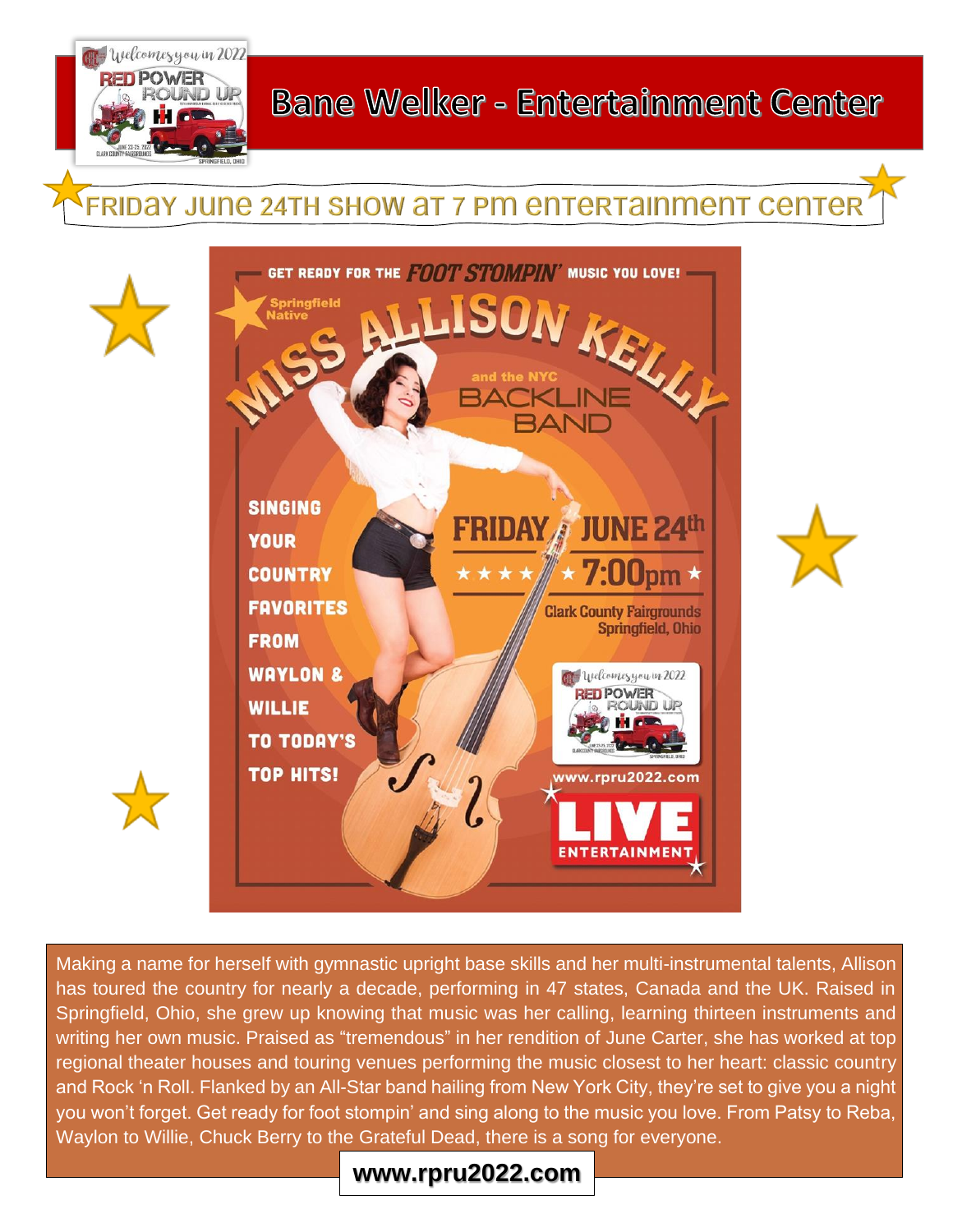# Bane Welker - Entertainment Center

## FRIDAY JUNE 24TH SHOW AT 7 PM ENTERTAINMENT CENTER

GET READY FOR THE *FOOT STOMPIN'* MUSIC YOU LOVE!

Springfield Native

**MISS ALLISON KELLY**

and the NYC BACKLINE BAND

SINGING YOUR COUNTRY FAVORITES FROM WAYLON & WILLIE TO TODAY'S TOP HITS!

FRIDAY JUNE 24th

7:00pm

Clark County Fairgrounds
Springfield, Ohio

www.rpru2022.com

LIVE ENTERTAINMENT

Making a name for herself with gymnastic upright base skills and her multi-instrumental talents, Allison has toured the country for nearly a decade, performing in 47 states, Canada and the UK. Raised in Springfield, Ohio, she grew up knowing that music was her calling, learning thirteen instruments and writing her own music. Praised as "tremendous" in her rendition of June Carter, she has worked at top regional theater houses and touring venues performing the music closest to her heart: classic country and Rock 'n Roll. Flanked by an All-Star band hailing from New York City, they're set to give you a night you won't forget. Get ready for foot stompin' and sing along to the music you love. From Patsy to Reba, Waylon to Willie, Chuck Berry to the Grateful Dead, there is a song for everyone.

**www.rpru2022.com**